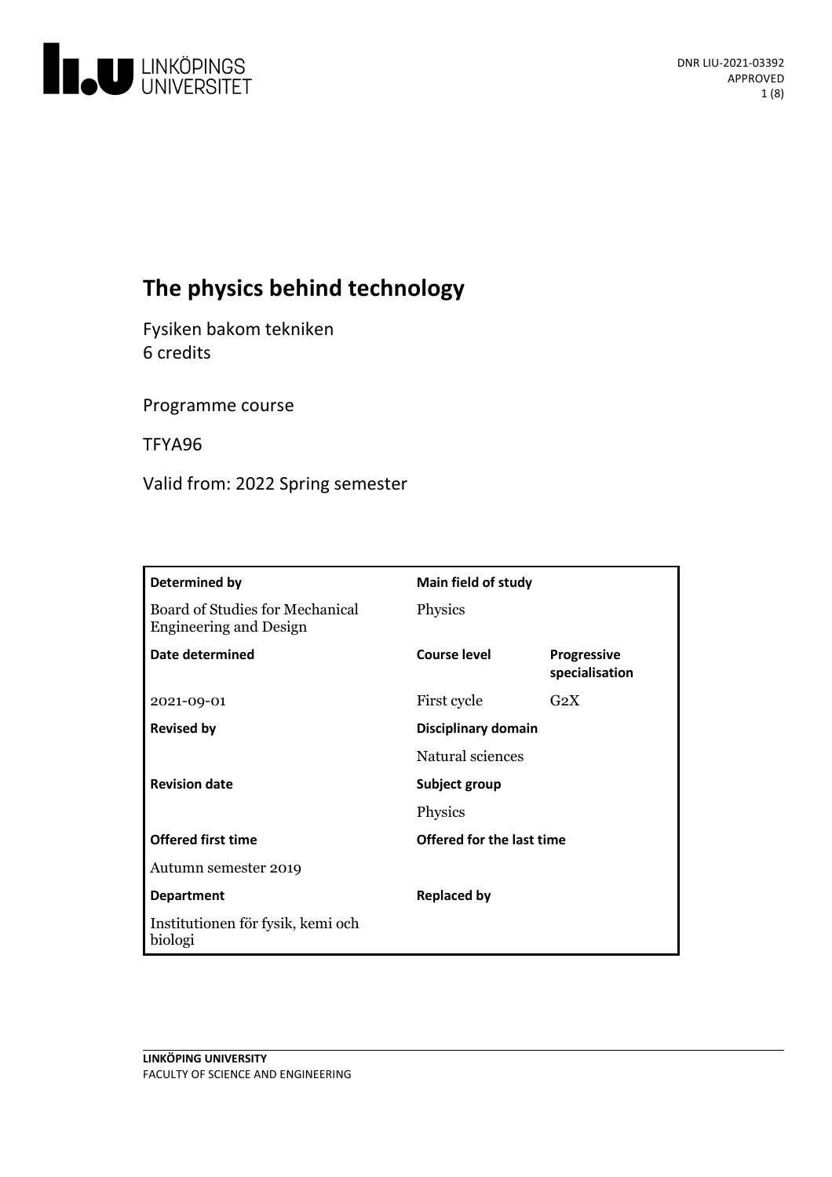# The physics behind technology

Fysiken bakom tekniken
6 credits

Programme course

TFYA96

Valid from: 2022 Spring semester

| Determined by | Main field of study | |
|---|---|---|
| Board of Studies for Mechanical Engineering and Design | Physics | |
| **Date determined** | **Course level** | **Progressive specialisation** |
| 2021-09-01 | First cycle | G2X |
| **Revised by** | **Disciplinary domain** | |
| | Natural sciences | |
| **Revision date** | **Subject group** | |
| | Physics | |
| **Offered first time** | **Offered for the last time** | |
| Autumn semester 2019 | | |
| **Department** | **Replaced by** | |
| Institutionen för fysik, kemi och biologi | | |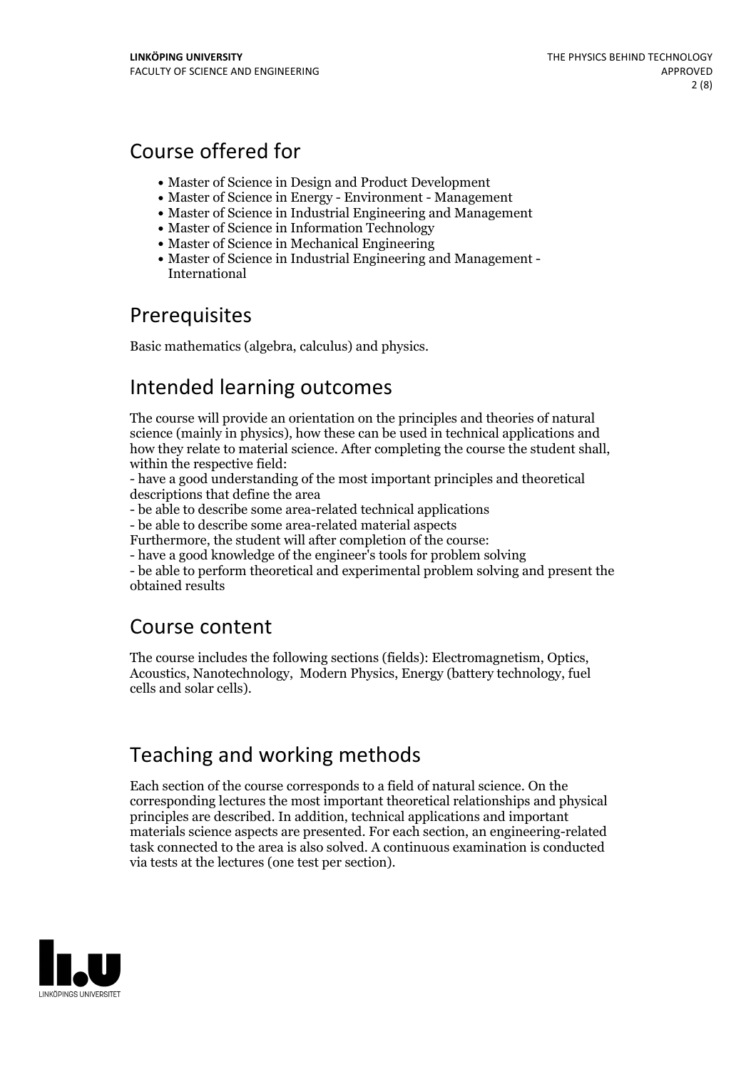## Course offered for

- Master of Science in Design and Product Development
- Master of Science in Energy - Environment - Management
- Master of Science in Industrial Engineering and Management
- Master of Science in Information Technology
- Master of Science in Mechanical Engineering
- Master of Science in Industrial Engineering and Management - International

## Prerequisites

Basic mathematics (algebra, calculus) and physics.

## Intended learning outcomes

The course will provide an orientation on the principles and theories of natural science (mainly in physics), how these can be used in technical applications and how they relate to material science. After completing the course the student shall, within the respective field:
- have a good understanding of the most important principles and theoretical descriptions that define the area
- be able to describe some area-related technical applications
- be able to describe some area-related material aspects

Furthermore, the student will after completion of the course:
- have a good knowledge of the engineer's tools for problem solving
- be able to perform theoretical and experimental problem solving and present the obtained results

## Course content

The course includes the following sections (fields): Electromagnetism, Optics, Acoustics, Nanotechnology, Modern Physics, Energy (battery technology, fuel cells and solar cells).

## Teaching and working methods

Each section of the course corresponds to a field of natural science. On the corresponding lectures the most important theoretical relationships and physical principles are described. In addition, technical applications and important materials science aspects are presented. For each section, an engineering-related task connected to the area is also solved. A continuous examination is conducted via tests at the lectures (one test per section).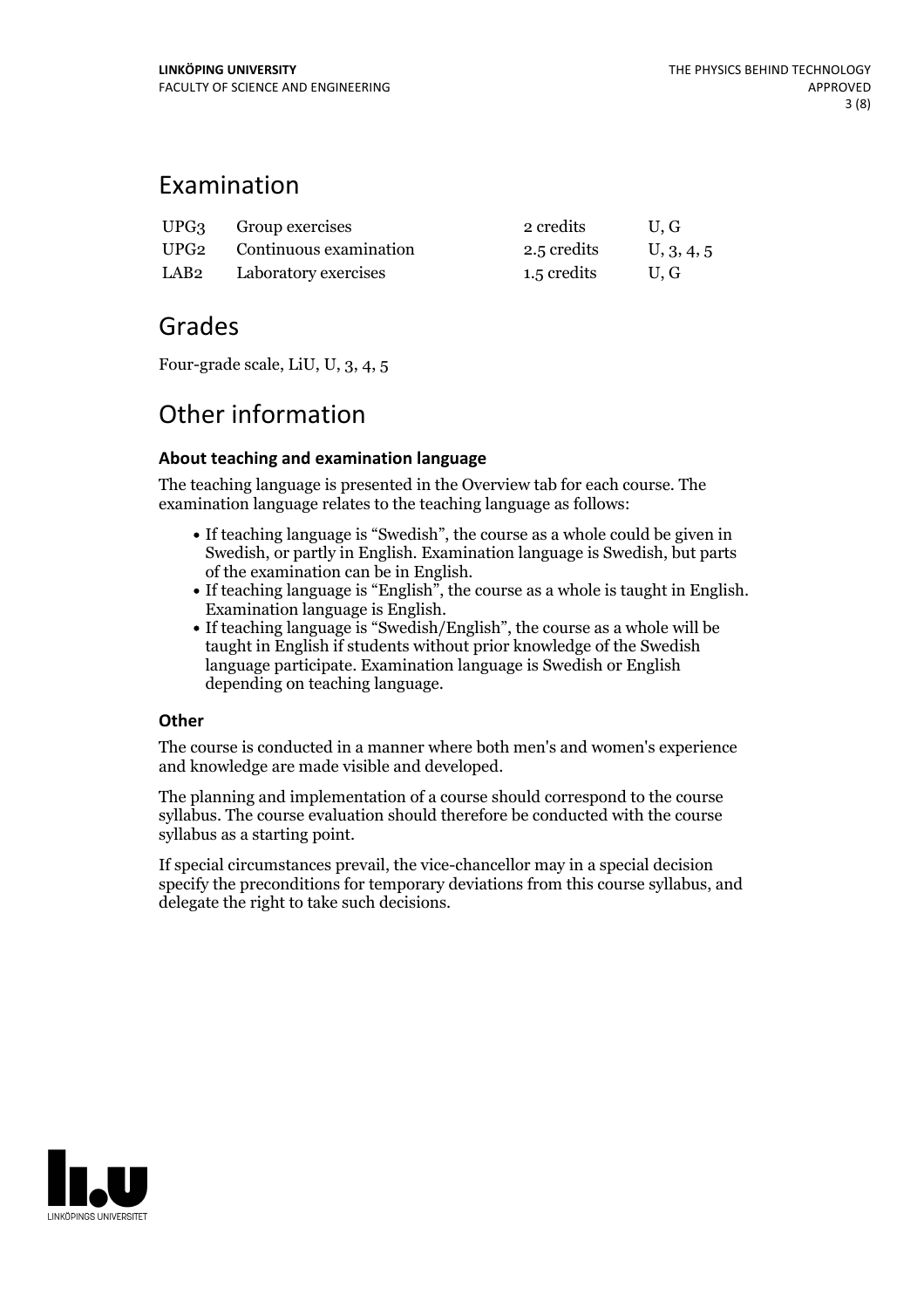## Examination

| | | | |
|---|---|---|---|
| UPG3 | Group exercises | 2 credits | U, G |
| UPG2 | Continuous examination | 2.5 credits | U, 3, 4, 5 |
| LAB2 | Laboratory exercises | 1.5 credits | U, G |

## Grades

Four-grade scale, LiU, U, 3, 4, 5

## Other information

### About teaching and examination language

The teaching language is presented in the Overview tab for each course. The examination language relates to the teaching language as follows:

- If teaching language is "Swedish", the course as a whole could be given in Swedish, or partly in English. Examination language is Swedish, but parts of the examination can be in English.
- If teaching language is "English", the course as a whole is taught in English. Examination language is English.
- If teaching language is "Swedish/English", the course as a whole will be taught in English if students without prior knowledge of the Swedish language participate. Examination language is Swedish or English depending on teaching language.

### Other

The course is conducted in a manner where both men's and women's experience and knowledge are made visible and developed.

The planning and implementation of a course should correspond to the course syllabus. The course evaluation should therefore be conducted with the course syllabus as a starting point.

If special circumstances prevail, the vice-chancellor may in a special decision specify the preconditions for temporary deviations from this course syllabus, and delegate the right to take such decisions.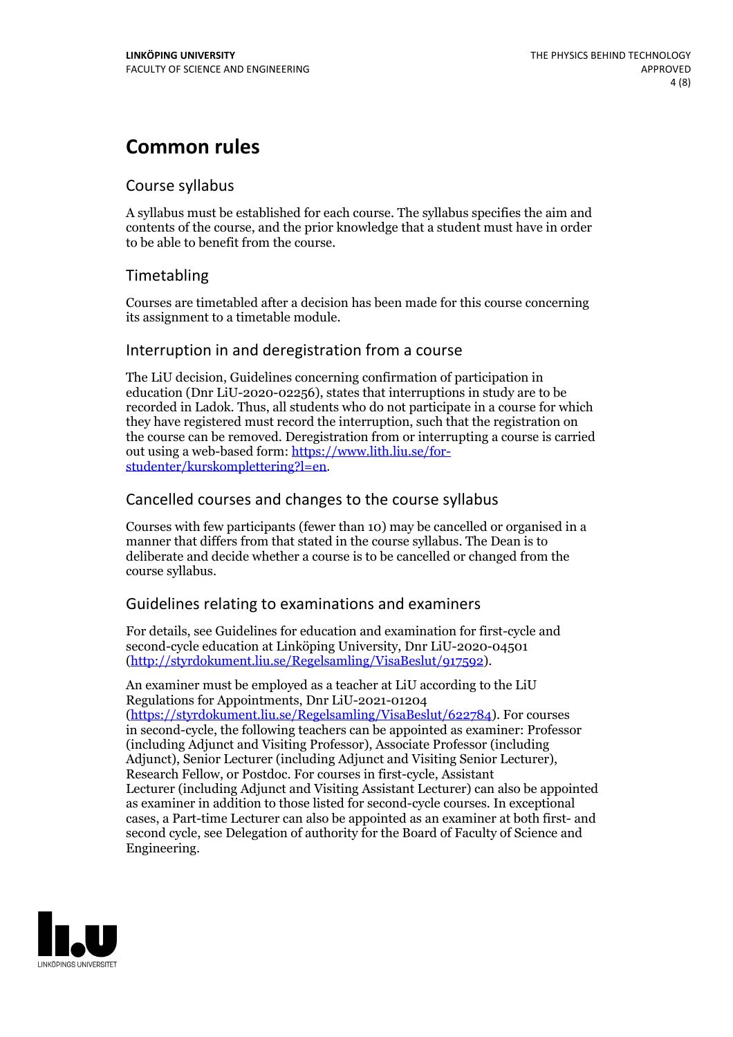# Common rules

## Course syllabus

A syllabus must be established for each course. The syllabus specifies the aim and contents of the course, and the prior knowledge that a student must have in order to be able to benefit from the course.

## Timetabling

Courses are timetabled after a decision has been made for this course concerning its assignment to a timetable module.

## Interruption in and deregistration from a course

The LiU decision, Guidelines concerning confirmation of participation in education (Dnr LiU-2020-02256), states that interruptions in study are to be recorded in Ladok. Thus, all students who do not participate in a course for which they have registered must record the interruption, such that the registration on the course can be removed. Deregistration from or interrupting a course is carried out using a web-based form: https://www.lith.liu.se/for-studenter/kurskomplettering?l=en.

## Cancelled courses and changes to the course syllabus

Courses with few participants (fewer than 10) may be cancelled or organised in a manner that differs from that stated in the course syllabus. The Dean is to deliberate and decide whether a course is to be cancelled or changed from the course syllabus.

## Guidelines relating to examinations and examiners

For details, see Guidelines for education and examination for first-cycle and second-cycle education at Linköping University, Dnr LiU-2020-04501 (http://styrdokument.liu.se/Regelsamling/VisaBeslut/917592).

An examiner must be employed as a teacher at LiU according to the LiU Regulations for Appointments, Dnr LiU-2021-01204 (https://styrdokument.liu.se/Regelsamling/VisaBeslut/622784). For courses in second-cycle, the following teachers can be appointed as examiner: Professor (including Adjunct and Visiting Professor), Associate Professor (including Adjunct), Senior Lecturer (including Adjunct and Visiting Senior Lecturer), Research Fellow, or Postdoc. For courses in first-cycle, Assistant Lecturer (including Adjunct and Visiting Assistant Lecturer) can also be appointed as examiner in addition to those listed for second-cycle courses. In exceptional cases, a Part-time Lecturer can also be appointed as an examiner at both first- and second cycle, see Delegation of authority for the Board of Faculty of Science and Engineering.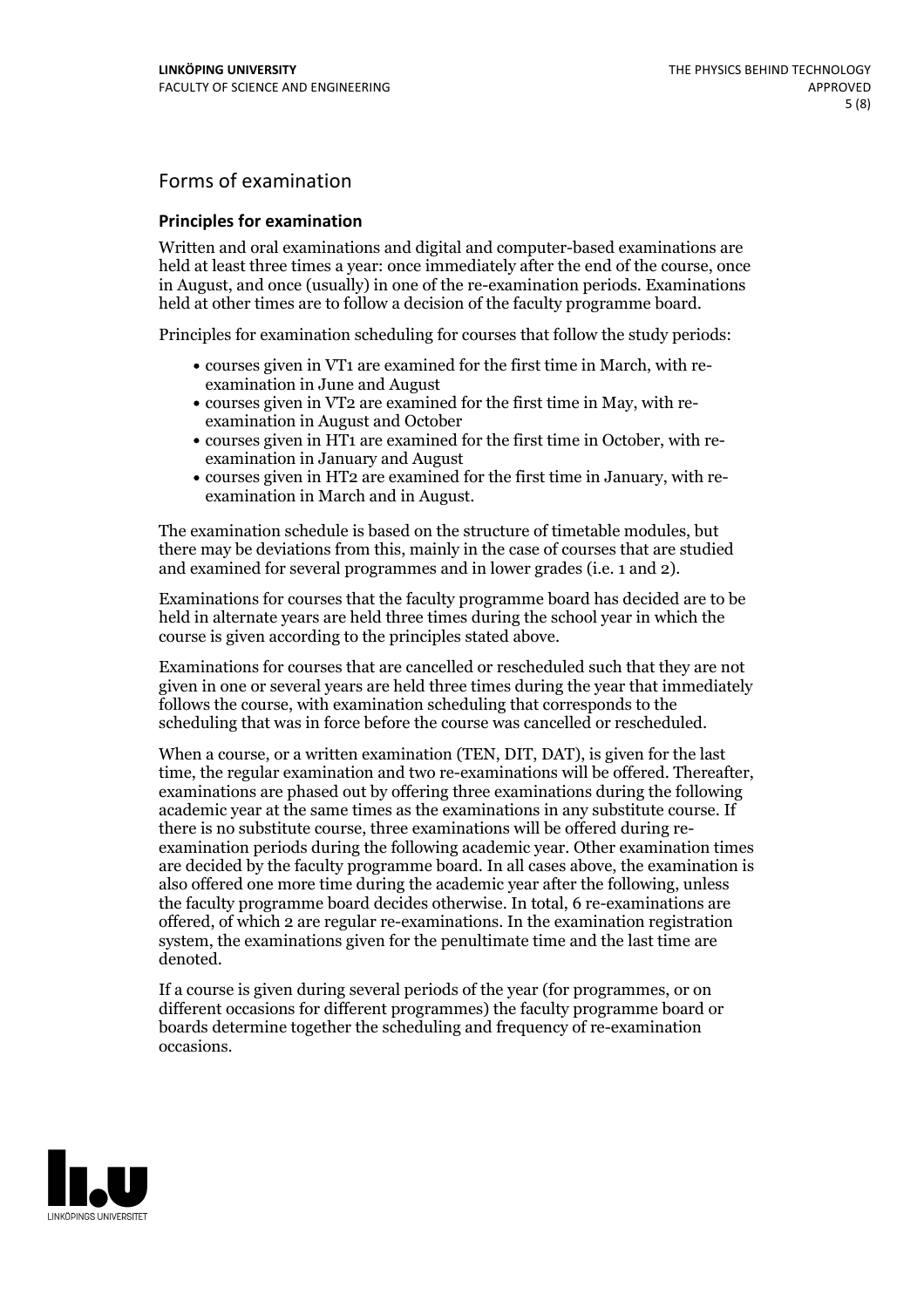## Forms of examination

### Principles for examination

Written and oral examinations and digital and computer-based examinations are held at least three times a year: once immediately after the end of the course, once in August, and once (usually) in one of the re-examination periods. Examinations held at other times are to follow a decision of the faculty programme board.

Principles for examination scheduling for courses that follow the study periods:

- courses given in VT1 are examined for the first time in March, with re-examination in June and August
- courses given in VT2 are examined for the first time in May, with re-examination in August and October
- courses given in HT1 are examined for the first time in October, with re-examination in January and August
- courses given in HT2 are examined for the first time in January, with re-examination in March and in August.

The examination schedule is based on the structure of timetable modules, but there may be deviations from this, mainly in the case of courses that are studied and examined for several programmes and in lower grades (i.e. 1 and 2).

Examinations for courses that the faculty programme board has decided are to be held in alternate years are held three times during the school year in which the course is given according to the principles stated above.

Examinations for courses that are cancelled or rescheduled such that they are not given in one or several years are held three times during the year that immediately follows the course, with examination scheduling that corresponds to the scheduling that was in force before the course was cancelled or rescheduled.

When a course, or a written examination (TEN, DIT, DAT), is given for the last time, the regular examination and two re-examinations will be offered. Thereafter, examinations are phased out by offering three examinations during the following academic year at the same times as the examinations in any substitute course. If there is no substitute course, three examinations will be offered during re-examination periods during the following academic year. Other examination times are decided by the faculty programme board. In all cases above, the examination is also offered one more time during the academic year after the following, unless the faculty programme board decides otherwise. In total, 6 re-examinations are offered, of which 2 are regular re-examinations. In the examination registration system, the examinations given for the penultimate time and the last time are denoted.

If a course is given during several periods of the year (for programmes, or on different occasions for different programmes) the faculty programme board or boards determine together the scheduling and frequency of re-examination occasions.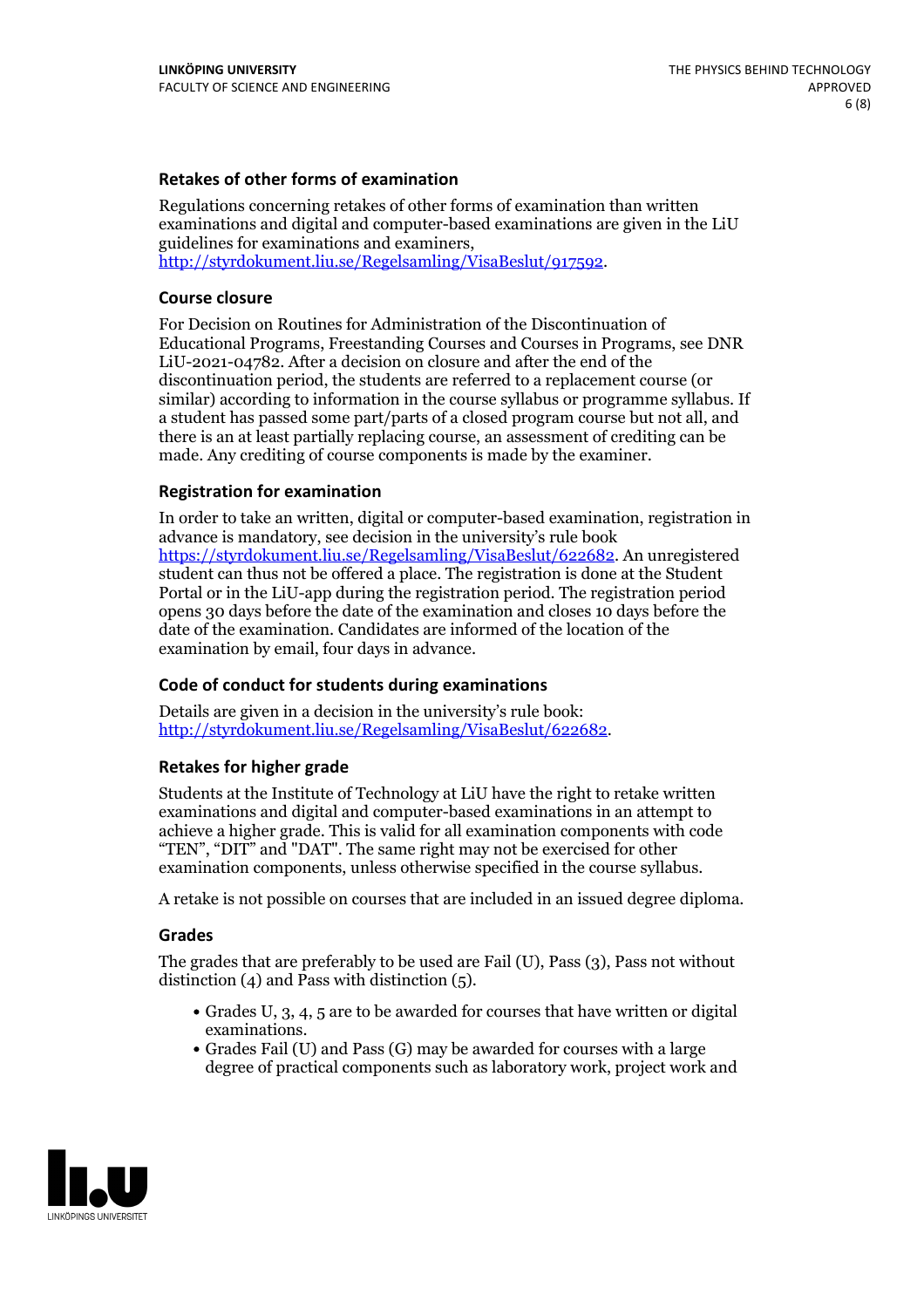### Retakes of other forms of examination

Regulations concerning retakes of other forms of examination than written examinations and digital and computer-based examinations are given in the LiU guidelines for examinations and examiners, http://styrdokument.liu.se/Regelsamling/VisaBeslut/917592.

### Course closure

For Decision on Routines for Administration of the Discontinuation of Educational Programs, Freestanding Courses and Courses in Programs, see DNR LiU-2021-04782. After a decision on closure and after the end of the discontinuation period, the students are referred to a replacement course (or similar) according to information in the course syllabus or programme syllabus. If a student has passed some part/parts of a closed program course but not all, and there is an at least partially replacing course, an assessment of crediting can be made. Any crediting of course components is made by the examiner.

### Registration for examination

In order to take an written, digital or computer-based examination, registration in advance is mandatory, see decision in the university's rule book https://styrdokument.liu.se/Regelsamling/VisaBeslut/622682. An unregistered student can thus not be offered a place. The registration is done at the Student Portal or in the LiU-app during the registration period. The registration period opens 30 days before the date of the examination and closes 10 days before the date of the examination. Candidates are informed of the location of the examination by email, four days in advance.

### Code of conduct for students during examinations

Details are given in a decision in the university's rule book: http://styrdokument.liu.se/Regelsamling/VisaBeslut/622682.

### Retakes for higher grade

Students at the Institute of Technology at LiU have the right to retake written examinations and digital and computer-based examinations in an attempt to achieve a higher grade. This is valid for all examination components with code "TEN", "DIT" and "DAT". The same right may not be exercised for other examination components, unless otherwise specified in the course syllabus.

A retake is not possible on courses that are included in an issued degree diploma.

### Grades

The grades that are preferably to be used are Fail (U), Pass (3), Pass not without distinction (4) and Pass with distinction (5).

- Grades U, 3, 4, 5 are to be awarded for courses that have written or digital examinations.
- Grades Fail (U) and Pass (G) may be awarded for courses with a large degree of practical components such as laboratory work, project work and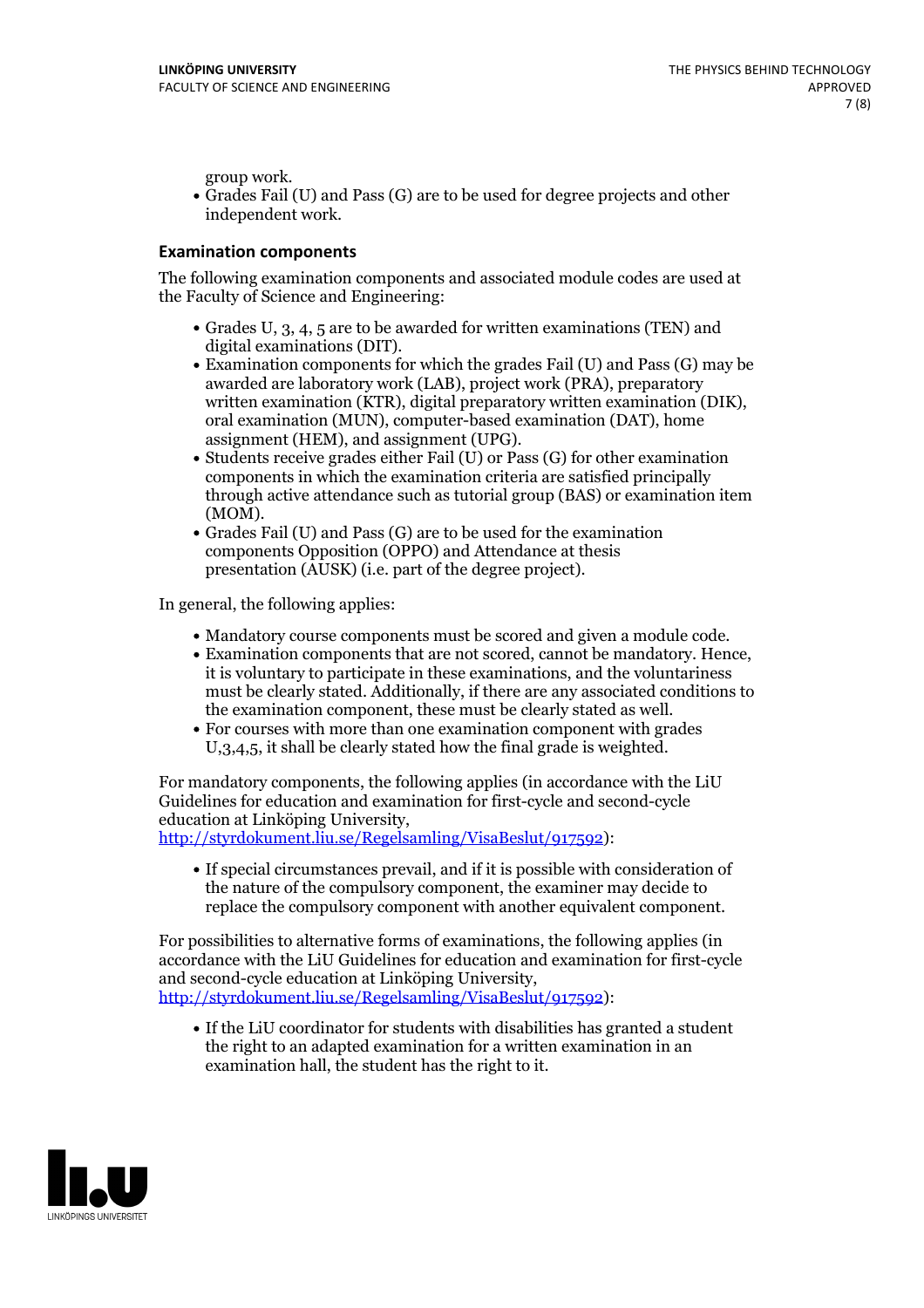group work.

- Grades Fail (U) and Pass (G) are to be used for degree projects and other independent work.

### Examination components

The following examination components and associated module codes are used at the Faculty of Science and Engineering:

- Grades U, 3, 4, 5 are to be awarded for written examinations (TEN) and digital examinations (DIT).
- Examination components for which the grades Fail (U) and Pass (G) may be awarded are laboratory work (LAB), project work (PRA), preparatory written examination (KTR), digital preparatory written examination (DIK), oral examination (MUN), computer-based examination (DAT), home assignment (HEM), and assignment (UPG).
- Students receive grades either Fail (U) or Pass (G) for other examination components in which the examination criteria are satisfied principally through active attendance such as tutorial group (BAS) or examination item (MOM).
- Grades Fail (U) and Pass (G) are to be used for the examination components Opposition (OPPO) and Attendance at thesis presentation (AUSK) (i.e. part of the degree project).

In general, the following applies:

- Mandatory course components must be scored and given a module code.
- Examination components that are not scored, cannot be mandatory. Hence, it is voluntary to participate in these examinations, and the voluntariness must be clearly stated. Additionally, if there are any associated conditions to the examination component, these must be clearly stated as well.
- For courses with more than one examination component with grades U,3,4,5, it shall be clearly stated how the final grade is weighted.

For mandatory components, the following applies (in accordance with the LiU Guidelines for education and examination for first-cycle and second-cycle education at Linköping University, http://styrdokument.liu.se/Regelsamling/VisaBeslut/917592):

- If special circumstances prevail, and if it is possible with consideration of the nature of the compulsory component, the examiner may decide to replace the compulsory component with another equivalent component.

For possibilities to alternative forms of examinations, the following applies (in accordance with the LiU Guidelines for education and examination for first-cycle and second-cycle education at Linköping University, http://styrdokument.liu.se/Regelsamling/VisaBeslut/917592):

- If the LiU coordinator for students with disabilities has granted a student the right to an adapted examination for a written examination in an examination hall, the student has the right to it.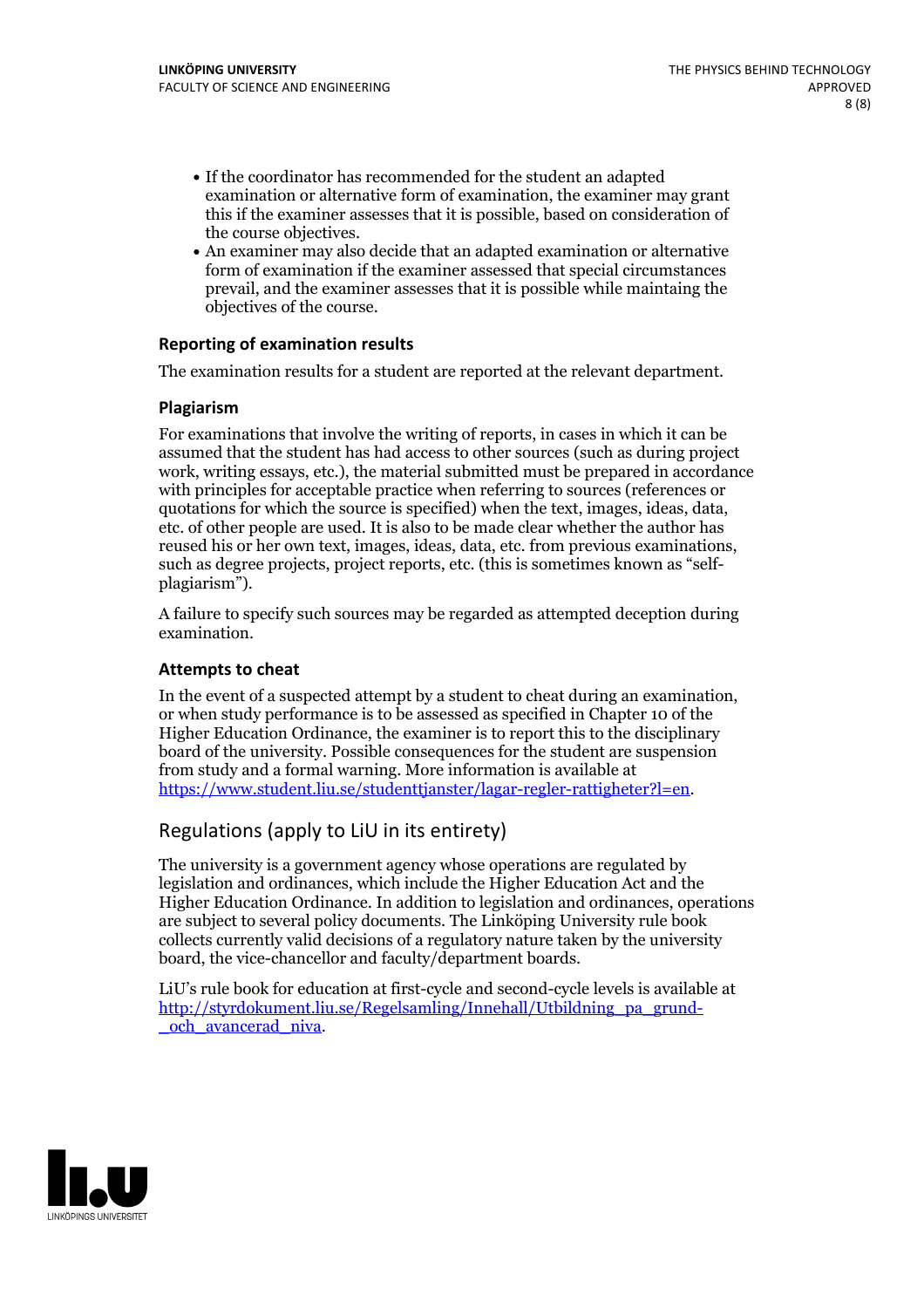- If the coordinator has recommended for the student an adapted examination or alternative form of examination, the examiner may grant this if the examiner assesses that it is possible, based on consideration of the course objectives.
- An examiner may also decide that an adapted examination or alternative form of examination if the examiner assessed that special circumstances prevail, and the examiner assesses that it is possible while maintaing the objectives of the course.

### Reporting of examination results

The examination results for a student are reported at the relevant department.

### Plagiarism

For examinations that involve the writing of reports, in cases in which it can be assumed that the student has had access to other sources (such as during project work, writing essays, etc.), the material submitted must be prepared in accordance with principles for acceptable practice when referring to sources (references or quotations for which the source is specified) when the text, images, ideas, data, etc. of other people are used. It is also to be made clear whether the author has reused his or her own text, images, ideas, data, etc. from previous examinations, such as degree projects, project reports, etc. (this is sometimes known as "self-plagiarism").

A failure to specify such sources may be regarded as attempted deception during examination.

### Attempts to cheat

In the event of a suspected attempt by a student to cheat during an examination, or when study performance is to be assessed as specified in Chapter 10 of the Higher Education Ordinance, the examiner is to report this to the disciplinary board of the university. Possible consequences for the student are suspension from study and a formal warning. More information is available at https://www.student.liu.se/studenttjanster/lagar-regler-rattigheter?l=en.

## Regulations (apply to LiU in its entirety)

The university is a government agency whose operations are regulated by legislation and ordinances, which include the Higher Education Act and the Higher Education Ordinance. In addition to legislation and ordinances, operations are subject to several policy documents. The Linköping University rule book collects currently valid decisions of a regulatory nature taken by the university board, the vice-chancellor and faculty/department boards.

LiU's rule book for education at first-cycle and second-cycle levels is available at http://styrdokument.liu.se/Regelsamling/Innehall/Utbildning_pa_grund-_och_avancerad_niva.